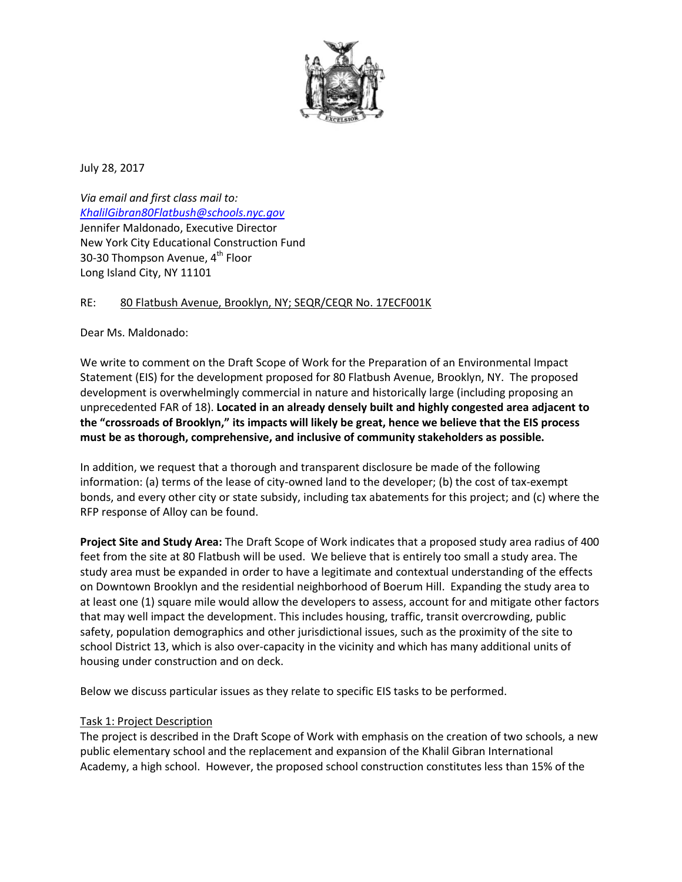July 28, 2017

*Via email and first class mail to:*
[KhalilGibran80Flatbush@schools.nyc.gov](mailto:KhalilGibran80Flatbush@schools.nyc.gov)
Jennifer Maldonado, Executive Director
New York City Educational Construction Fund
30-30 Thompson Avenue, 4th Floor
Long Island City, NY 11101

RE: <u>80 Flatbush Avenue, Brooklyn, NY; SEQR/CEQR No. 17ECF001K</u>

Dear Ms. Maldonado:

We write to comment on the Draft Scope of Work for the Preparation of an Environmental Impact Statement (EIS) for the development proposed for 80 Flatbush Avenue, Brooklyn, NY. The proposed development is overwhelmingly commercial in nature and historically large (including proposing an unprecedented FAR of 18). **Located in an already densely built and highly congested area adjacent to the "crossroads of Brooklyn," its impacts will likely be great, hence we believe that the EIS process must be as thorough, comprehensive, and inclusive of community stakeholders as possible.**

In addition, we request that a thorough and transparent disclosure be made of the following information: (a) terms of the lease of city-owned land to the developer; (b) the cost of tax-exempt bonds, and every other city or state subsidy, including tax abatements for this project; and (c) where the RFP response of Alloy can be found.

**Project Site and Study Area:** The Draft Scope of Work indicates that a proposed study area radius of 400 feet from the site at 80 Flatbush will be used. We believe that is entirely too small a study area. The study area must be expanded in order to have a legitimate and contextual understanding of the effects on Downtown Brooklyn and the residential neighborhood of Boerum Hill. Expanding the study area to at least one (1) square mile would allow the developers to assess, account for and mitigate other factors that may well impact the development. This includes housing, traffic, transit overcrowding, public safety, population demographics and other jurisdictional issues, such as the proximity of the site to school District 13, which is also over-capacity in the vicinity and which has many additional units of housing under construction and on deck.

Below we discuss particular issues as they relate to specific EIS tasks to be performed.

<u>Task 1: Project Description</u>
The project is described in the Draft Scope of Work with emphasis on the creation of two schools, a new public elementary school and the replacement and expansion of the Khalil Gibran International Academy, a high school. However, the proposed school construction constitutes less than 15% of the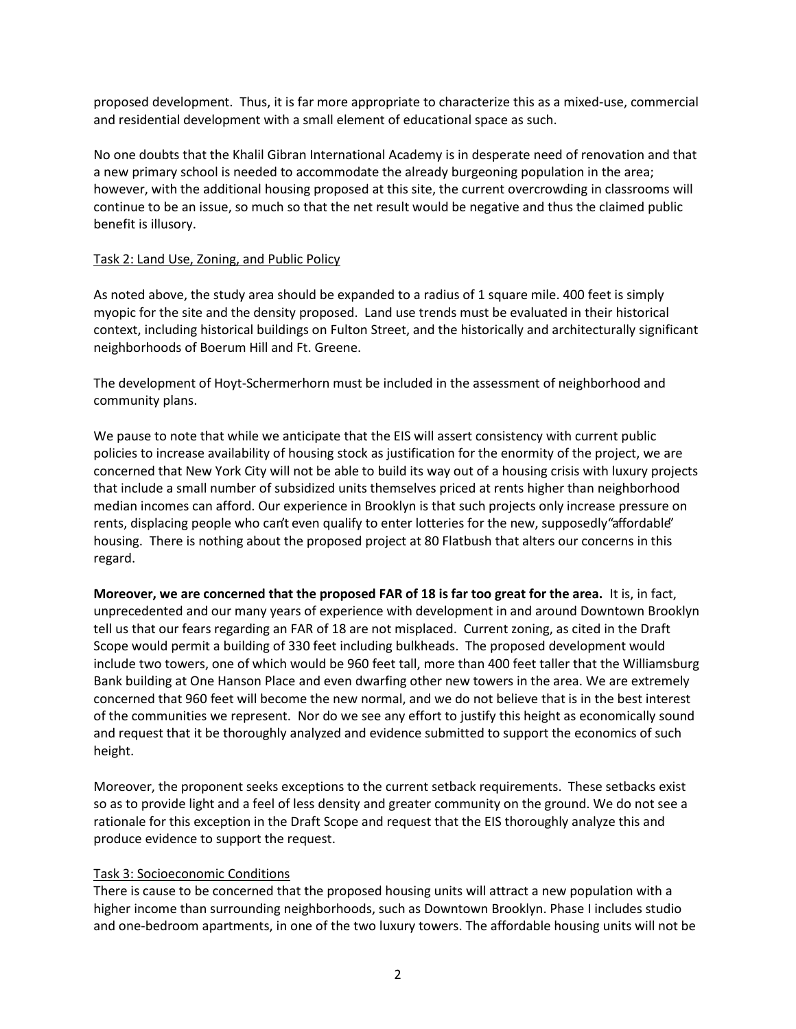proposed development. Thus, it is far more appropriate to characterize this as a mixed-use, commercial and residential development with a small element of educational space as such.

No one doubts that the Khalil Gibran International Academy is in desperate need of renovation and that a new primary school is needed to accommodate the already burgeoning population in the area; however, with the additional housing proposed at this site, the current overcrowding in classrooms will continue to be an issue, so much so that the net result would be negative and thus the claimed public benefit is illusory.

Task 2: Land Use, Zoning, and Public Policy

As noted above, the study area should be expanded to a radius of 1 square mile. 400 feet is simply myopic for the site and the density proposed. Land use trends must be evaluated in their historical context, including historical buildings on Fulton Street, and the historically and architecturally significant neighborhoods of Boerum Hill and Ft. Greene.

The development of Hoyt-Schermerhorn must be included in the assessment of neighborhood and community plans.

We pause to note that while we anticipate that the EIS will assert consistency with current public policies to increase availability of housing stock as justification for the enormity of the project, we are concerned that New York City will not be able to build its way out of a housing crisis with luxury projects that include a small number of subsidized units themselves priced at rents higher than neighborhood median incomes can afford. Our experience in Brooklyn is that such projects only increase pressure on rents, displacing people who can't even qualify to enter lotteries for the new, supposedly "affordable" housing. There is nothing about the proposed project at 80 Flatbush that alters our concerns in this regard.

**Moreover, we are concerned that the proposed FAR of 18 is far too great for the area.** It is, in fact, unprecedented and our many years of experience with development in and around Downtown Brooklyn tell us that our fears regarding an FAR of 18 are not misplaced. Current zoning, as cited in the Draft Scope would permit a building of 330 feet including bulkheads. The proposed development would include two towers, one of which would be 960 feet tall, more than 400 feet taller that the Williamsburg Bank building at One Hanson Place and even dwarfing other new towers in the area. We are extremely concerned that 960 feet will become the new normal, and we do not believe that is in the best interest of the communities we represent. Nor do we see any effort to justify this height as economically sound and request that it be thoroughly analyzed and evidence submitted to support the economics of such height.

Moreover, the proponent seeks exceptions to the current setback requirements. These setbacks exist so as to provide light and a feel of less density and greater community on the ground. We do not see a rationale for this exception in the Draft Scope and request that the EIS thoroughly analyze this and produce evidence to support the request.

Task 3: Socioeconomic Conditions

There is cause to be concerned that the proposed housing units will attract a new population with a higher income than surrounding neighborhoods, such as Downtown Brooklyn. Phase I includes studio and one-bedroom apartments, in one of the two luxury towers. The affordable housing units will not be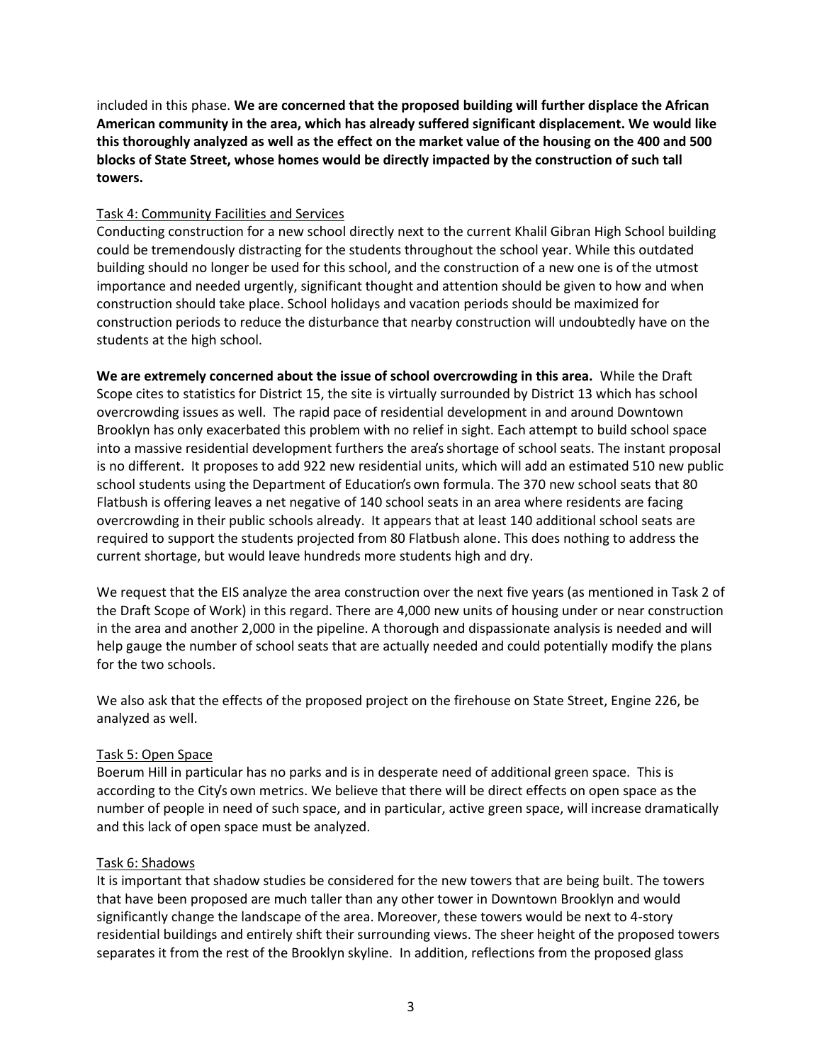included in this phase. **We are concerned that the proposed building will further displace the African American community in the area, which has already suffered significant displacement. We would like this thoroughly analyzed as well as the effect on the market value of the housing on the 400 and 500 blocks of State Street, whose homes would be directly impacted by the construction of such tall towers.**

<u>Task 4: Community Facilities and Services</u>

Conducting construction for a new school directly next to the current Khalil Gibran High School building could be tremendously distracting for the students throughout the school year. While this outdated building should no longer be used for this school, and the construction of a new one is of the utmost importance and needed urgently, significant thought and attention should be given to how and when construction should take place. School holidays and vacation periods should be maximized for construction periods to reduce the disturbance that nearby construction will undoubtedly have on the students at the high school.

**We are extremely concerned about the issue of school overcrowding in this area.** While the Draft Scope cites to statistics for District 15, the site is virtually surrounded by District 13 which has school overcrowding issues as well. The rapid pace of residential development in and around Downtown Brooklyn has only exacerbated this problem with no relief in sight. Each attempt to build school space into a massive residential development furthers the area's shortage of school seats. The instant proposal is no different. It proposes to add 922 new residential units, which will add an estimated 510 new public school students using the Department of Education's own formula. The 370 new school seats that 80 Flatbush is offering leaves a net negative of 140 school seats in an area where residents are facing overcrowding in their public schools already. It appears that at least 140 additional school seats are required to support the students projected from 80 Flatbush alone. This does nothing to address the current shortage, but would leave hundreds more students high and dry.

We request that the EIS analyze the area construction over the next five years (as mentioned in Task 2 of the Draft Scope of Work) in this regard. There are 4,000 new units of housing under or near construction in the area and another 2,000 in the pipeline. A thorough and dispassionate analysis is needed and will help gauge the number of school seats that are actually needed and could potentially modify the plans for the two schools.

We also ask that the effects of the proposed project on the firehouse on State Street, Engine 226, be analyzed as well.

<u>Task 5: Open Space</u>

Boerum Hill in particular has no parks and is in desperate need of additional green space. This is according to the City's own metrics. We believe that there will be direct effects on open space as the number of people in need of such space, and in particular, active green space, will increase dramatically and this lack of open space must be analyzed.

<u>Task 6: Shadows</u>

It is important that shadow studies be considered for the new towers that are being built. The towers that have been proposed are much taller than any other tower in Downtown Brooklyn and would significantly change the landscape of the area. Moreover, these towers would be next to 4-story residential buildings and entirely shift their surrounding views. The sheer height of the proposed towers separates it from the rest of the Brooklyn skyline. In addition, reflections from the proposed glass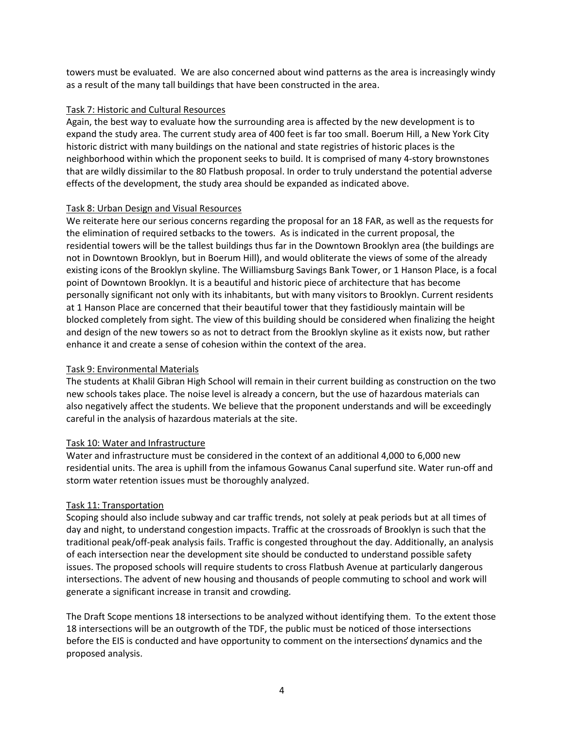towers must be evaluated. We are also concerned about wind patterns as the area is increasingly windy as a result of the many tall buildings that have been constructed in the area.

<u>Task 7: Historic and Cultural Resources</u>

Again, the best way to evaluate how the surrounding area is affected by the new development is to expand the study area. The current study area of 400 feet is far too small. Boerum Hill, a New York City historic district with many buildings on the national and state registries of historic places is the neighborhood within which the proponent seeks to build. It is comprised of many 4-story brownstones that are wildly dissimilar to the 80 Flatbush proposal. In order to truly understand the potential adverse effects of the development, the study area should be expanded as indicated above.

<u>Task 8: Urban Design and Visual Resources</u>

We reiterate here our serious concerns regarding the proposal for an 18 FAR, as well as the requests for the elimination of required setbacks to the towers. As is indicated in the current proposal, the residential towers will be the tallest buildings thus far in the Downtown Brooklyn area (the buildings are not in Downtown Brooklyn, but in Boerum Hill), and would obliterate the views of some of the already existing icons of the Brooklyn skyline. The Williamsburg Savings Bank Tower, or 1 Hanson Place, is a focal point of Downtown Brooklyn. It is a beautiful and historic piece of architecture that has become personally significant not only with its inhabitants, but with many visitors to Brooklyn. Current residents at 1 Hanson Place are concerned that their beautiful tower that they fastidiously maintain will be blocked completely from sight. The view of this building should be considered when finalizing the height and design of the new towers so as not to detract from the Brooklyn skyline as it exists now, but rather enhance it and create a sense of cohesion within the context of the area.

<u>Task 9: Environmental Materials</u>

The students at Khalil Gibran High School will remain in their current building as construction on the two new schools takes place. The noise level is already a concern, but the use of hazardous materials can also negatively affect the students. We believe that the proponent understands and will be exceedingly careful in the analysis of hazardous materials at the site.

<u>Task 10: Water and Infrastructure</u>

Water and infrastructure must be considered in the context of an additional 4,000 to 6,000 new residential units. The area is uphill from the infamous Gowanus Canal superfund site. Water run-off and storm water retention issues must be thoroughly analyzed.

<u>Task 11: Transportation</u>

Scoping should also include subway and car traffic trends, not solely at peak periods but at all times of day and night, to understand congestion impacts. Traffic at the crossroads of Brooklyn is such that the traditional peak/off-peak analysis fails. Traffic is congested throughout the day. Additionally, an analysis of each intersection near the development site should be conducted to understand possible safety issues. The proposed schools will require students to cross Flatbush Avenue at particularly dangerous intersections. The advent of new housing and thousands of people commuting to school and work will generate a significant increase in transit and crowding.

The Draft Scope mentions 18 intersections to be analyzed without identifying them. To the extent those 18 intersections will be an outgrowth of the TDF, the public must be noticed of those intersections before the EIS is conducted and have opportunity to comment on the intersections' dynamics and the proposed analysis.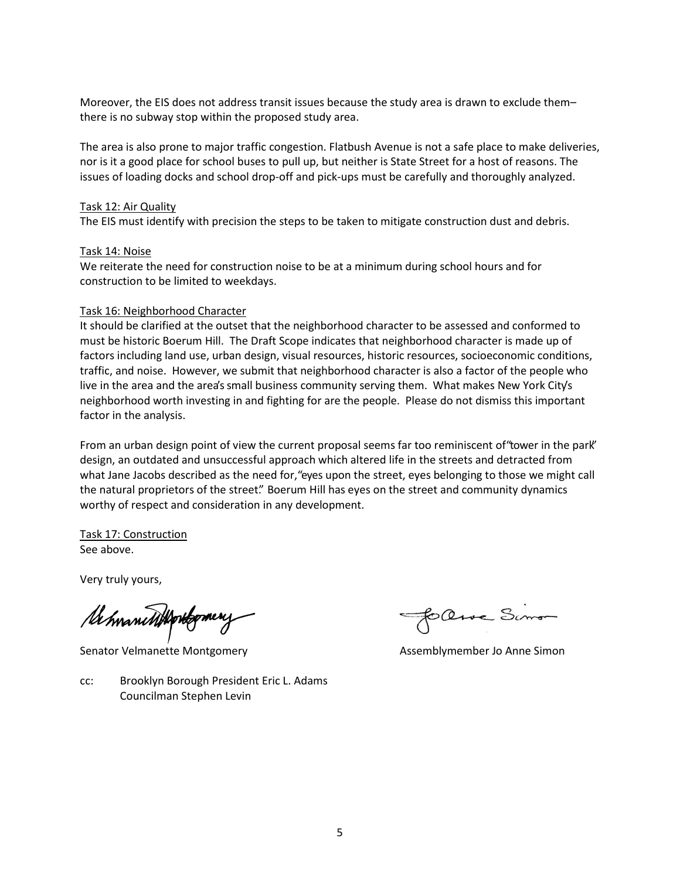Moreover, the EIS does not address transit issues because the study area is drawn to exclude them– there is no subway stop within the proposed study area.

The area is also prone to major traffic congestion. Flatbush Avenue is not a safe place to make deliveries, nor is it a good place for school buses to pull up, but neither is State Street for a host of reasons. The issues of loading docks and school drop-off and pick-ups must be carefully and thoroughly analyzed.

<u>Task 12: Air Quality</u>
The EIS must identify with precision the steps to be taken to mitigate construction dust and debris.

<u>Task 14: Noise</u>
We reiterate the need for construction noise to be at a minimum during school hours and for construction to be limited to weekdays.

<u>Task 16: Neighborhood Character</u>
It should be clarified at the outset that the neighborhood character to be assessed and conformed to must be historic Boerum Hill. The Draft Scope indicates that neighborhood character is made up of factors including land use, urban design, visual resources, historic resources, socioeconomic conditions, traffic, and noise. However, we submit that neighborhood character is also a factor of the people who live in the area and the area's small business community serving them. What makes New York City's neighborhood worth investing in and fighting for are the people. Please do not dismiss this important factor in the analysis.

From an urban design point of view the current proposal seems far too reminiscent of "tower in the park" design, an outdated and unsuccessful approach which altered life in the streets and detracted from what Jane Jacobs described as the need for, "eyes upon the street, eyes belonging to those we might call the natural proprietors of the street." Boerum Hill has eyes on the street and community dynamics worthy of respect and consideration in any development.

<u>Task 17: Construction</u>
See above.

Very truly yours,

Senator Velmanette Montgomery

Assemblymember Jo Anne Simon

cc: Brooklyn Borough President Eric L. Adams
Councilman Stephen Levin